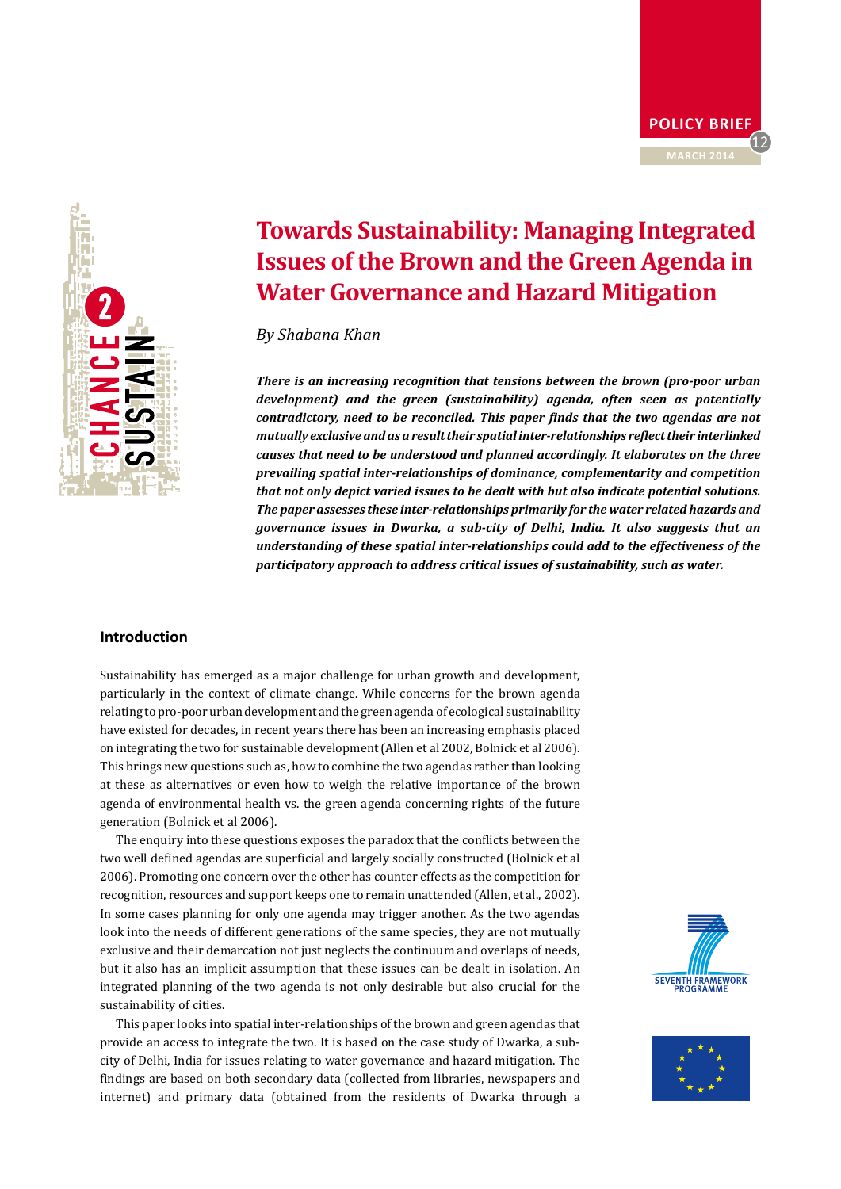POLICY BRIEF 12

MARCH 2014

# Towards Sustainability: Managing Integrated Issues of the Brown and the Green Agenda in Water Governance and Hazard Mitigation

*By Shabana Khan*

***There is an increasing recognition that tensions between the brown (pro-poor urban development) and the green (sustainability) agenda, often seen as potentially contradictory, need to be reconciled. This paper finds that the two agendas are not mutually exclusive and as a result their spatial inter-relationships reflect their interlinked causes that need to be understood and planned accordingly. It elaborates on the three prevailing spatial inter-relationships of dominance, complementarity and competition that not only depict varied issues to be dealt with but also indicate potential solutions. The paper assesses these inter-relationships primarily for the water related hazards and governance issues in Dwarka, a sub-city of Delhi, India. It also suggests that an understanding of these spatial inter-relationships could add to the effectiveness of the participatory approach to address critical issues of sustainability, such as water.***

## Introduction

Sustainability has emerged as a major challenge for urban growth and development, particularly in the context of climate change. While concerns for the brown agenda relating to pro-poor urban development and the green agenda of ecological sustainability have existed for decades, in recent years there has been an increasing emphasis placed on integrating the two for sustainable development (Allen et al 2002, Bolnick et al 2006). This brings new questions such as, how to combine the two agendas rather than looking at these as alternatives or even how to weigh the relative importance of the brown agenda of environmental health vs. the green agenda concerning rights of the future generation (Bolnick et al 2006).

The enquiry into these questions exposes the paradox that the conflicts between the two well defined agendas are superficial and largely socially constructed (Bolnick et al 2006). Promoting one concern over the other has counter effects as the competition for recognition, resources and support keeps one to remain unattended (Allen, et al., 2002). In some cases planning for only one agenda may trigger another. As the two agendas look into the needs of different generations of the same species, they are not mutually exclusive and their demarcation not just neglects the continuum and overlaps of needs, but it also has an implicit assumption that these issues can be dealt in isolation. An integrated planning of the two agenda is not only desirable but also crucial for the sustainability of cities.

This paper looks into spatial inter-relationships of the brown and green agendas that provide an access to integrate the two. It is based on the case study of Dwarka, a sub-city of Delhi, India for issues relating to water governance and hazard mitigation. The findings are based on both secondary data (collected from libraries, newspapers and internet) and primary data (obtained from the residents of Dwarka through a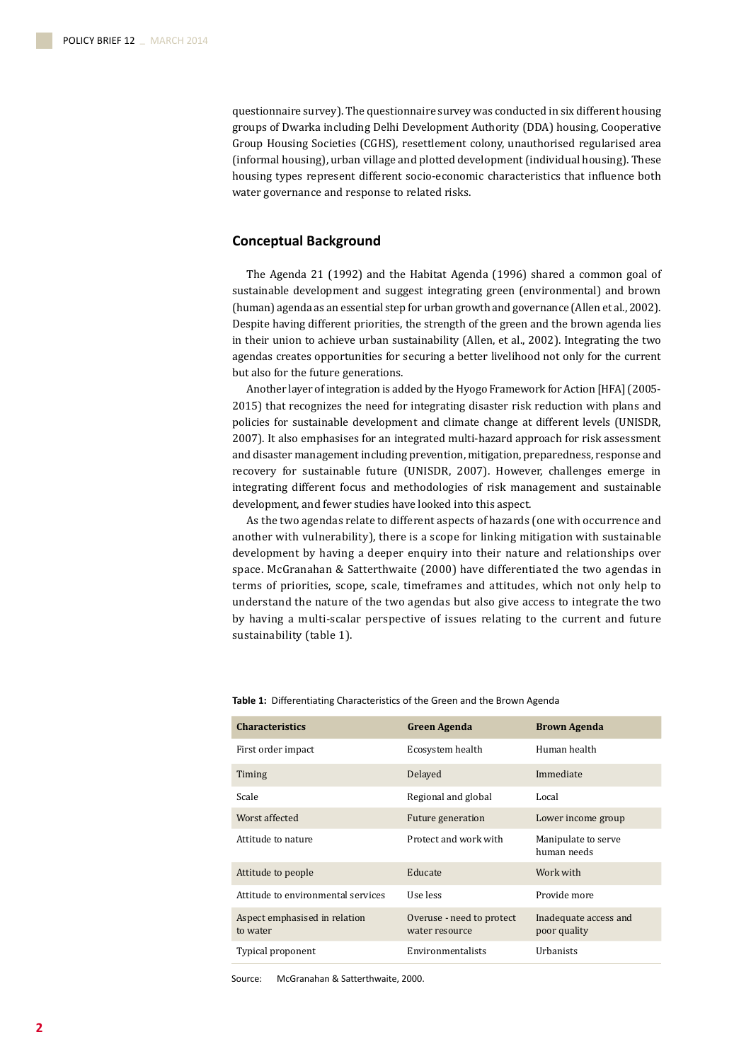questionnaire survey). The questionnaire survey was conducted in six different housing groups of Dwarka including Delhi Development Authority (DDA) housing, Cooperative Group Housing Societies (CGHS), resettlement colony, unauthorised regularised area (informal housing), urban village and plotted development (individual housing). These housing types represent different socio-economic characteristics that influence both water governance and response to related risks.

## Conceptual Background

The Agenda 21 (1992) and the Habitat Agenda (1996) shared a common goal of sustainable development and suggest integrating green (environmental) and brown (human) agenda as an essential step for urban growth and governance (Allen et al., 2002). Despite having different priorities, the strength of the green and the brown agenda lies in their union to achieve urban sustainability (Allen, et al., 2002). Integrating the two agendas creates opportunities for securing a better livelihood not only for the current but also for the future generations.

Another layer of integration is added by the Hyogo Framework for Action [HFA] (2005-2015) that recognizes the need for integrating disaster risk reduction with plans and policies for sustainable development and climate change at different levels (UNISDR, 2007). It also emphasises for an integrated multi-hazard approach for risk assessment and disaster management including prevention, mitigation, preparedness, response and recovery for sustainable future (UNISDR, 2007). However, challenges emerge in integrating different focus and methodologies of risk management and sustainable development, and fewer studies have looked into this aspect.

As the two agendas relate to different aspects of hazards (one with occurrence and another with vulnerability), there is a scope for linking mitigation with sustainable development by having a deeper enquiry into their nature and relationships over space. McGranahan & Satterthwaite (2000) have differentiated the two agendas in terms of priorities, scope, scale, timeframes and attitudes, which not only help to understand the nature of the two agendas but also give access to integrate the two by having a multi-scalar perspective of issues relating to the current and future sustainability (table 1).

**Table 1:** Differentiating Characteristics of the Green and the Brown Agenda

| Characteristics | Green Agenda | Brown Agenda |
|---|---|---|
| First order impact | Ecosystem health | Human health |
| Timing | Delayed | Immediate |
| Scale | Regional and global | Local |
| Worst affected | Future generation | Lower income group |
| Attitude to nature | Protect and work with | Manipulate to serve human needs |
| Attitude to people | Educate | Work with |
| Attitude to environmental services | Use less | Provide more |
| Aspect emphasised in relation to water | Overuse - need to protect water resource | Inadequate access and poor quality |
| Typical proponent | Environmentalists | Urbanists |

Source: McGranahan & Satterthwaite, 2000.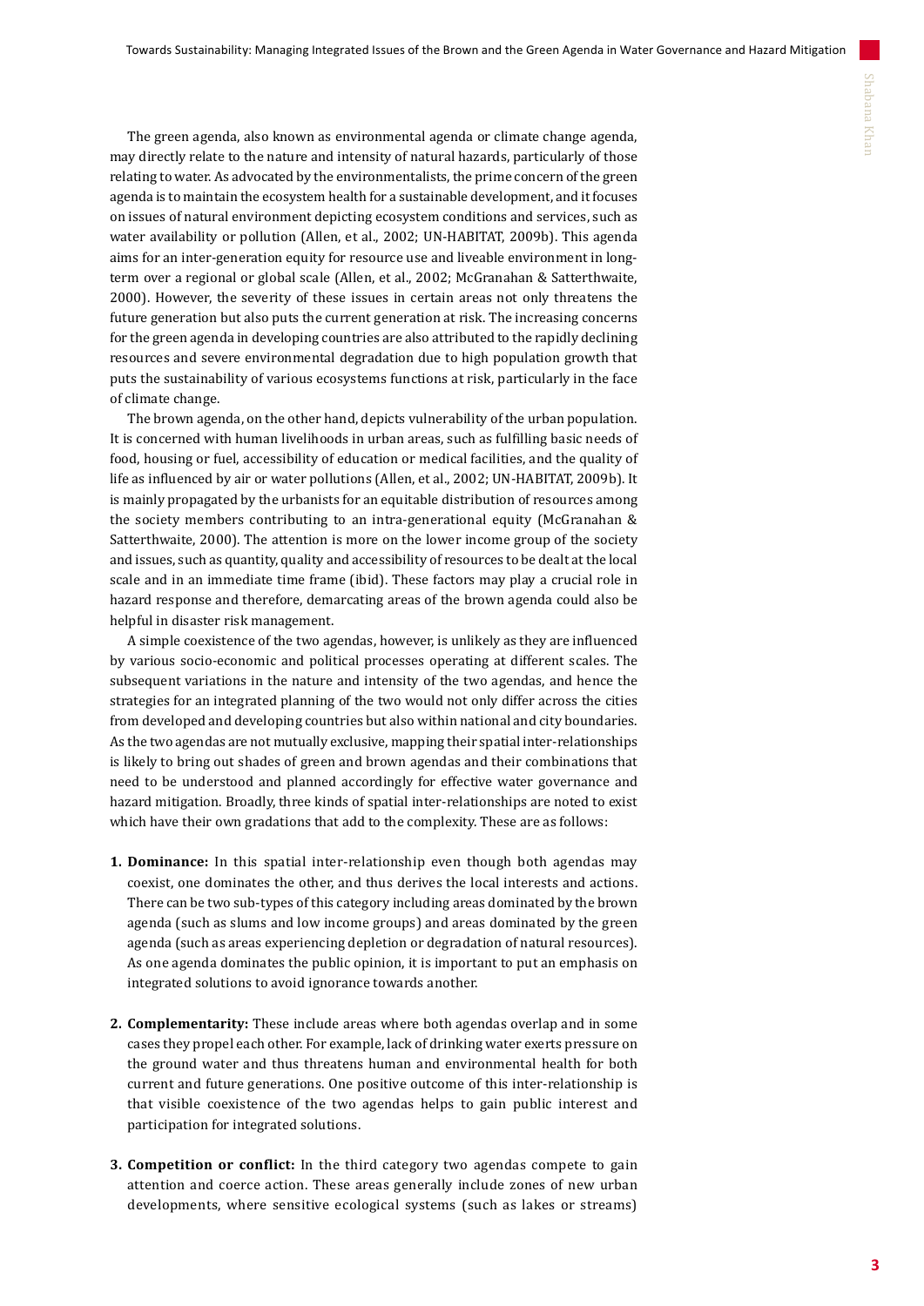The green agenda, also known as environmental agenda or climate change agenda, may directly relate to the nature and intensity of natural hazards, particularly of those relating to water. As advocated by the environmentalists, the prime concern of the green agenda is to maintain the ecosystem health for a sustainable development, and it focuses on issues of natural environment depicting ecosystem conditions and services, such as water availability or pollution (Allen, et al., 2002; UN-HABITAT, 2009b). This agenda aims for an inter-generation equity for resource use and liveable environment in long-term over a regional or global scale (Allen, et al., 2002; McGranahan & Satterthwaite, 2000). However, the severity of these issues in certain areas not only threatens the future generation but also puts the current generation at risk. The increasing concerns for the green agenda in developing countries are also attributed to the rapidly declining resources and severe environmental degradation due to high population growth that puts the sustainability of various ecosystems functions at risk, particularly in the face of climate change.

The brown agenda, on the other hand, depicts vulnerability of the urban population. It is concerned with human livelihoods in urban areas, such as fulfilling basic needs of food, housing or fuel, accessibility of education or medical facilities, and the quality of life as influenced by air or water pollutions (Allen, et al., 2002; UN-HABITAT, 2009b). It is mainly propagated by the urbanists for an equitable distribution of resources among the society members contributing to an intra-generational equity (McGranahan & Satterthwaite, 2000). The attention is more on the lower income group of the society and issues, such as quantity, quality and accessibility of resources to be dealt at the local scale and in an immediate time frame (ibid). These factors may play a crucial role in hazard response and therefore, demarcating areas of the brown agenda could also be helpful in disaster risk management.

A simple coexistence of the two agendas, however, is unlikely as they are influenced by various socio-economic and political processes operating at different scales. The subsequent variations in the nature and intensity of the two agendas, and hence the strategies for an integrated planning of the two would not only differ across the cities from developed and developing countries but also within national and city boundaries. As the two agendas are not mutually exclusive, mapping their spatial inter-relationships is likely to bring out shades of green and brown agendas and their combinations that need to be understood and planned accordingly for effective water governance and hazard mitigation. Broadly, three kinds of spatial inter-relationships are noted to exist which have their own gradations that add to the complexity. These are as follows:

1. **Dominance:** In this spatial inter-relationship even though both agendas may coexist, one dominates the other, and thus derives the local interests and actions. There can be two sub-types of this category including areas dominated by the brown agenda (such as slums and low income groups) and areas dominated by the green agenda (such as areas experiencing depletion or degradation of natural resources). As one agenda dominates the public opinion, it is important to put an emphasis on integrated solutions to avoid ignorance towards another.

2. **Complementarity:** These include areas where both agendas overlap and in some cases they propel each other. For example, lack of drinking water exerts pressure on the ground water and thus threatens human and environmental health for both current and future generations. One positive outcome of this inter-relationship is that visible coexistence of the two agendas helps to gain public interest and participation for integrated solutions.

3. **Competition or conflict:** In the third category two agendas compete to gain attention and coerce action. These areas generally include zones of new urban developments, where sensitive ecological systems (such as lakes or streams)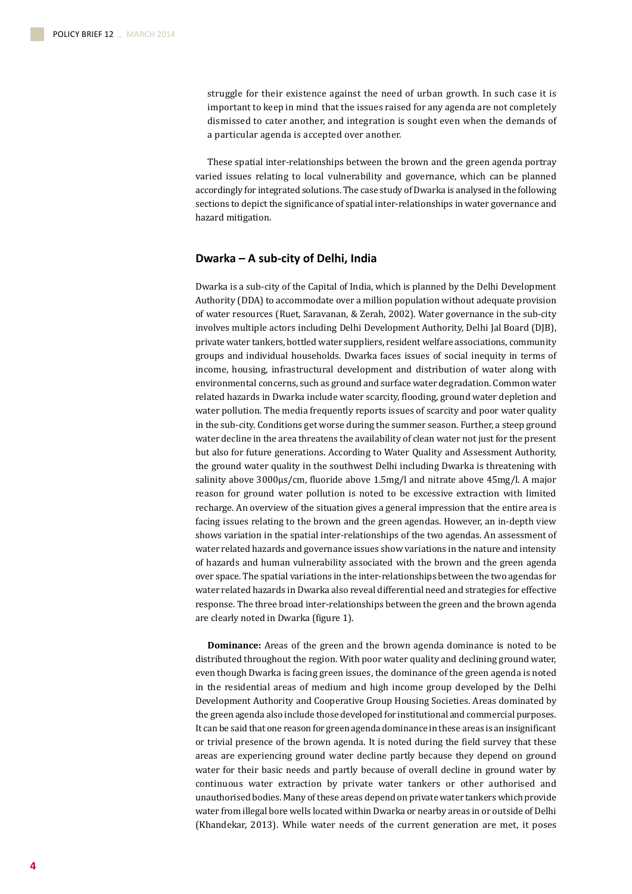struggle for their existence against the need of urban growth. In such case it is important to keep in mind that the issues raised for any agenda are not completely dismissed to cater another, and integration is sought even when the demands of a particular agenda is accepted over another.

These spatial inter-relationships between the brown and the green agenda portray varied issues relating to local vulnerability and governance, which can be planned accordingly for integrated solutions. The case study of Dwarka is analysed in the following sections to depict the significance of spatial inter-relationships in water governance and hazard mitigation.

## Dwarka – A sub-city of Delhi, India

Dwarka is a sub-city of the Capital of India, which is planned by the Delhi Development Authority (DDA) to accommodate over a million population without adequate provision of water resources (Ruet, Saravanan, & Zerah, 2002). Water governance in the sub-city involves multiple actors including Delhi Development Authority, Delhi Jal Board (DJB), private water tankers, bottled water suppliers, resident welfare associations, community groups and individual households. Dwarka faces issues of social inequity in terms of income, housing, infrastructural development and distribution of water along with environmental concerns, such as ground and surface water degradation. Common water related hazards in Dwarka include water scarcity, flooding, ground water depletion and water pollution. The media frequently reports issues of scarcity and poor water quality in the sub-city. Conditions get worse during the summer season. Further, a steep ground water decline in the area threatens the availability of clean water not just for the present but also for future generations. According to Water Quality and Assessment Authority, the ground water quality in the southwest Delhi including Dwarka is threatening with salinity above 3000μs/cm, fluoride above 1.5mg/l and nitrate above 45mg/l. A major reason for ground water pollution is noted to be excessive extraction with limited recharge. An overview of the situation gives a general impression that the entire area is facing issues relating to the brown and the green agendas. However, an in-depth view shows variation in the spatial inter-relationships of the two agendas. An assessment of water related hazards and governance issues show variations in the nature and intensity of hazards and human vulnerability associated with the brown and the green agenda over space. The spatial variations in the inter-relationships between the two agendas for water related hazards in Dwarka also reveal differential need and strategies for effective response. The three broad inter-relationships between the green and the brown agenda are clearly noted in Dwarka (figure 1).

**Dominance:** Areas of the green and the brown agenda dominance is noted to be distributed throughout the region. With poor water quality and declining ground water, even though Dwarka is facing green issues, the dominance of the green agenda is noted in the residential areas of medium and high income group developed by the Delhi Development Authority and Cooperative Group Housing Societies. Areas dominated by the green agenda also include those developed for institutional and commercial purposes. It can be said that one reason for green agenda dominance in these areas is an insignificant or trivial presence of the brown agenda. It is noted during the field survey that these areas are experiencing ground water decline partly because they depend on ground water for their basic needs and partly because of overall decline in ground water by continuous water extraction by private water tankers or other authorised and unauthorised bodies. Many of these areas depend on private water tankers which provide water from illegal bore wells located within Dwarka or nearby areas in or outside of Delhi (Khandekar, 2013). While water needs of the current generation are met, it poses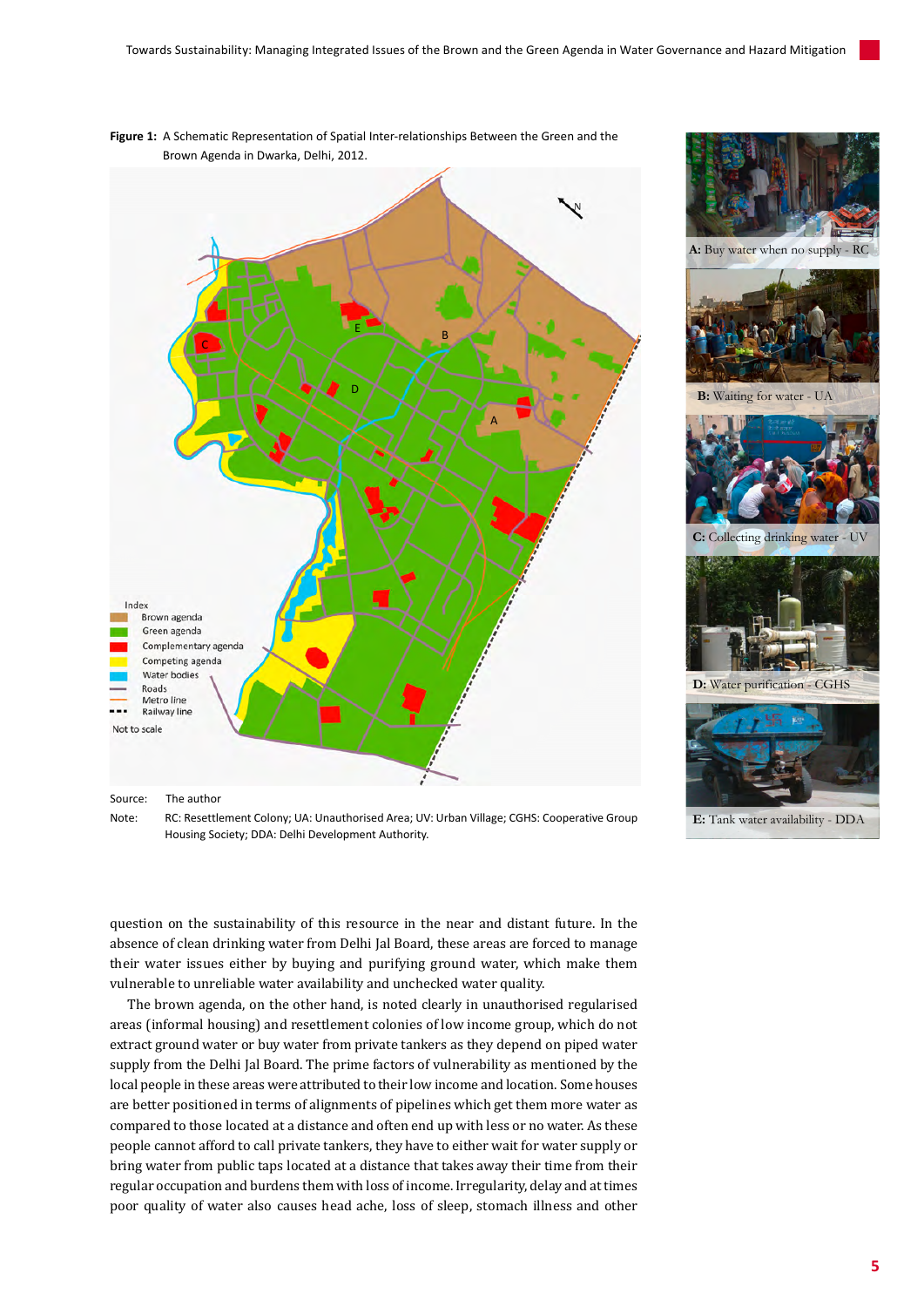**Figure 1:** A Schematic Representation of Spatial Inter-relationships Between the Green and the Brown Agenda in Dwarka, Delhi, 2012.

Index
Brown agenda
Green agenda
Complementary agenda
Competing agenda
Water bodies
Roads
Metro line
Railway line
Not to scale

A: Buy water when no supply - RC
B: Waiting for water - UA
C: Collecting drinking water - UV
D: Water purification - CGHS
E: Tank water availability - DDA

Source: The author

Note: RC: Resettlement Colony; UA: Unauthorised Area; UV: Urban Village; CGHS: Cooperative Group Housing Society; DDA: Delhi Development Authority.

question on the sustainability of this resource in the near and distant future. In the absence of clean drinking water from Delhi Jal Board, these areas are forced to manage their water issues either by buying and purifying ground water, which make them vulnerable to unreliable water availability and unchecked water quality.

The brown agenda, on the other hand, is noted clearly in unauthorised regularised areas (informal housing) and resettlement colonies of low income group, which do not extract ground water or buy water from private tankers as they depend on piped water supply from the Delhi Jal Board. The prime factors of vulnerability as mentioned by the local people in these areas were attributed to their low income and location. Some houses are better positioned in terms of alignments of pipelines which get them more water as compared to those located at a distance and often end up with less or no water. As these people cannot afford to call private tankers, they have to either wait for water supply or bring water from public taps located at a distance that takes away their time from their regular occupation and burdens them with loss of income. Irregularity, delay and at times poor quality of water also causes head ache, loss of sleep, stomach illness and other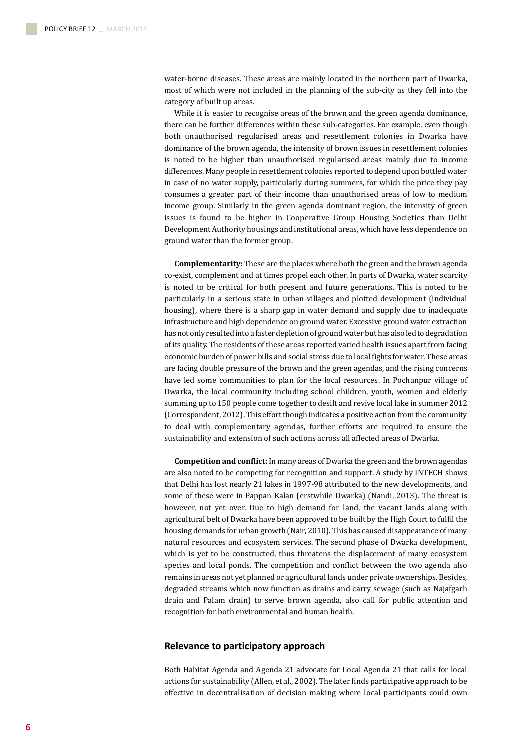water-borne diseases. These areas are mainly located in the northern part of Dwarka, most of which were not included in the planning of the sub-city as they fell into the category of built up areas.

While it is easier to recognise areas of the brown and the green agenda dominance, there can be further differences within these sub-categories. For example, even though both unauthorised regularised areas and resettlement colonies in Dwarka have dominance of the brown agenda, the intensity of brown issues in resettlement colonies is noted to be higher than unauthorised regularised areas mainly due to income differences. Many people in resettlement colonies reported to depend upon bottled water in case of no water supply, particularly during summers, for which the price they pay consumes a greater part of their income than unauthorised areas of low to medium income group. Similarly in the green agenda dominant region, the intensity of green issues is found to be higher in Cooperative Group Housing Societies than Delhi Development Authority housings and institutional areas, which have less dependence on ground water than the former group.

**Complementarity:** These are the places where both the green and the brown agenda co-exist, complement and at times propel each other. In parts of Dwarka, water scarcity is noted to be critical for both present and future generations. This is noted to be particularly in a serious state in urban villages and plotted development (individual housing), where there is a sharp gap in water demand and supply due to inadequate infrastructure and high dependence on ground water. Excessive ground water extraction has not only resulted into a faster depletion of ground water but has also led to degradation of its quality. The residents of these areas reported varied health issues apart from facing economic burden of power bills and social stress due to local fights for water. These areas are facing double pressure of the brown and the green agendas, and the rising concerns have led some communities to plan for the local resources. In Pochanpur village of Dwarka, the local community including school children, youth, women and elderly summing up to 150 people come together to desilt and revive local lake in summer 2012 (Correspondent, 2012). This effort though indicates a positive action from the community to deal with complementary agendas, further efforts are required to ensure the sustainability and extension of such actions across all affected areas of Dwarka.

**Competition and conflict:** In many areas of Dwarka the green and the brown agendas are also noted to be competing for recognition and support. A study by INTECH shows that Delhi has lost nearly 21 lakes in 1997-98 attributed to the new developments, and some of these were in Pappan Kalan (erstwhile Dwarka) (Nandi, 2013). The threat is however, not yet over. Due to high demand for land, the vacant lands along with agricultural belt of Dwarka have been approved to be built by the High Court to fulfil the housing demands for urban growth (Nair, 2010). This has caused disappearance of many natural resources and ecosystem services. The second phase of Dwarka development, which is yet to be constructed, thus threatens the displacement of many ecosystem species and local ponds. The competition and conflict between the two agenda also remains in areas not yet planned or agricultural lands under private ownerships. Besides, degraded streams which now function as drains and carry sewage (such as Najafgarh drain and Palam drain) to serve brown agenda, also call for public attention and recognition for both environmental and human health.

## Relevance to participatory approach

Both Habitat Agenda and Agenda 21 advocate for Local Agenda 21 that calls for local actions for sustainability (Allen, et al., 2002). The later finds participative approach to be effective in decentralisation of decision making where local participants could own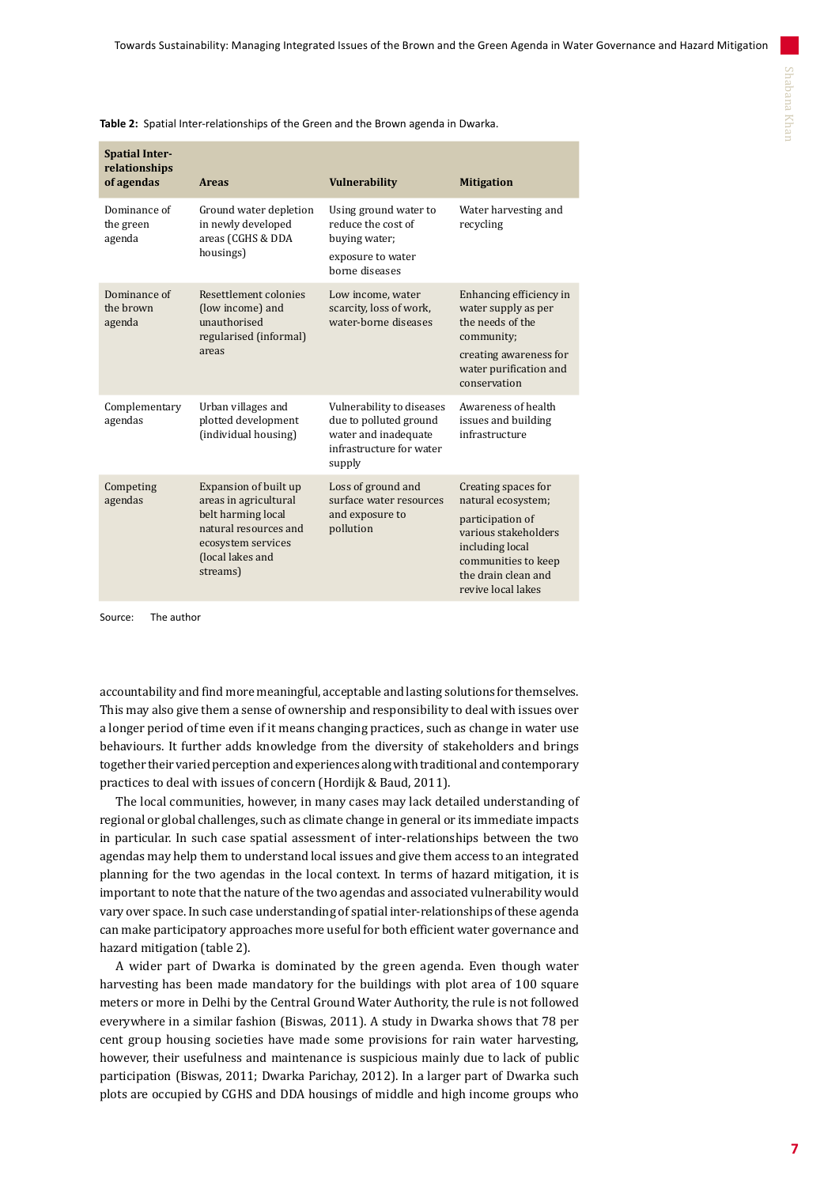**Table 2:** Spatial Inter-relationships of the Green and the Brown agenda in Dwarka.

| Spatial Inter-relationships of agendas | Areas | Vulnerability | Mitigation |
|---|---|---|---|
| Dominance of the green agenda | Ground water depletion in newly developed areas (CGHS & DDA housings) | Using ground water to reduce the cost of buying water; exposure to water borne diseases | Water harvesting and recycling |
| Dominance of the brown agenda | Resettlement colonies (low income) and unauthorised regularised (informal) areas | Low income, water scarcity, loss of work, water-borne diseases | Enhancing efficiency in water supply as per the needs of the community; creating awareness for water purification and conservation |
| Complementary agendas | Urban villages and plotted development (individual housing) | Vulnerability to diseases due to polluted ground water and inadequate infrastructure for water supply | Awareness of health issues and building infrastructure |
| Competing agendas | Expansion of built up areas in agricultural belt harming local natural resources and ecosystem services (local lakes and streams) | Loss of ground and surface water resources and exposure to pollution | Creating spaces for natural ecosystem; participation of various stakeholders including local communities to keep the drain clean and revive local lakes |

Source: The author

accountability and find more meaningful, acceptable and lasting solutions for themselves. This may also give them a sense of ownership and responsibility to deal with issues over a longer period of time even if it means changing practices, such as change in water use behaviours. It further adds knowledge from the diversity of stakeholders and brings together their varied perception and experiences along with traditional and contemporary practices to deal with issues of concern (Hordijk & Baud, 2011).

The local communities, however, in many cases may lack detailed understanding of regional or global challenges, such as climate change in general or its immediate impacts in particular. In such case spatial assessment of inter-relationships between the two agendas may help them to understand local issues and give them access to an integrated planning for the two agendas in the local context. In terms of hazard mitigation, it is important to note that the nature of the two agendas and associated vulnerability would vary over space. In such case understanding of spatial inter-relationships of these agenda can make participatory approaches more useful for both efficient water governance and hazard mitigation (table 2).

A wider part of Dwarka is dominated by the green agenda. Even though water harvesting has been made mandatory for the buildings with plot area of 100 square meters or more in Delhi by the Central Ground Water Authority, the rule is not followed everywhere in a similar fashion (Biswas, 2011). A study in Dwarka shows that 78 per cent group housing societies have made some provisions for rain water harvesting, however, their usefulness and maintenance is suspicious mainly due to lack of public participation (Biswas, 2011; Dwarka Parichay, 2012). In a larger part of Dwarka such plots are occupied by CGHS and DDA housings of middle and high income groups who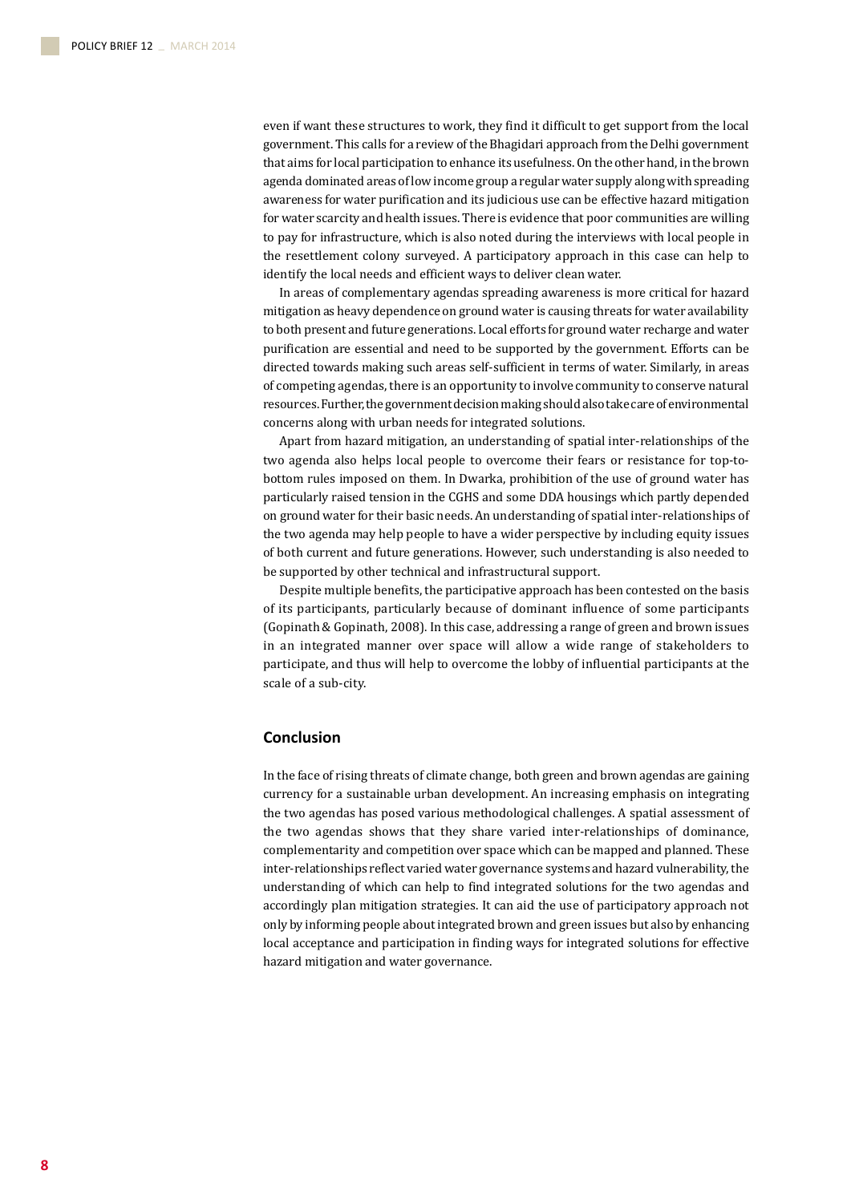even if want these structures to work, they find it difficult to get support from the local government. This calls for a review of the Bhagidari approach from the Delhi government that aims for local participation to enhance its usefulness. On the other hand, in the brown agenda dominated areas of low income group a regular water supply along with spreading awareness for water purification and its judicious use can be effective hazard mitigation for water scarcity and health issues. There is evidence that poor communities are willing to pay for infrastructure, which is also noted during the interviews with local people in the resettlement colony surveyed. A participatory approach in this case can help to identify the local needs and efficient ways to deliver clean water.

In areas of complementary agendas spreading awareness is more critical for hazard mitigation as heavy dependence on ground water is causing threats for water availability to both present and future generations. Local efforts for ground water recharge and water purification are essential and need to be supported by the government. Efforts can be directed towards making such areas self-sufficient in terms of water. Similarly, in areas of competing agendas, there is an opportunity to involve community to conserve natural resources. Further, the government decision making should also take care of environmental concerns along with urban needs for integrated solutions.

Apart from hazard mitigation, an understanding of spatial inter-relationships of the two agenda also helps local people to overcome their fears or resistance for top-to-bottom rules imposed on them. In Dwarka, prohibition of the use of ground water has particularly raised tension in the CGHS and some DDA housings which partly depended on ground water for their basic needs. An understanding of spatial inter-relationships of the two agenda may help people to have a wider perspective by including equity issues of both current and future generations. However, such understanding is also needed to be supported by other technical and infrastructural support.

Despite multiple benefits, the participative approach has been contested on the basis of its participants, particularly because of dominant influence of some participants (Gopinath & Gopinath, 2008). In this case, addressing a range of green and brown issues in an integrated manner over space will allow a wide range of stakeholders to participate, and thus will help to overcome the lobby of influential participants at the scale of a sub-city.

## Conclusion

In the face of rising threats of climate change, both green and brown agendas are gaining currency for a sustainable urban development. An increasing emphasis on integrating the two agendas has posed various methodological challenges. A spatial assessment of the two agendas shows that they share varied inter-relationships of dominance, complementarity and competition over space which can be mapped and planned. These inter-relationships reflect varied water governance systems and hazard vulnerability, the understanding of which can help to find integrated solutions for the two agendas and accordingly plan mitigation strategies. It can aid the use of participatory approach not only by informing people about integrated brown and green issues but also by enhancing local acceptance and participation in finding ways for integrated solutions for effective hazard mitigation and water governance.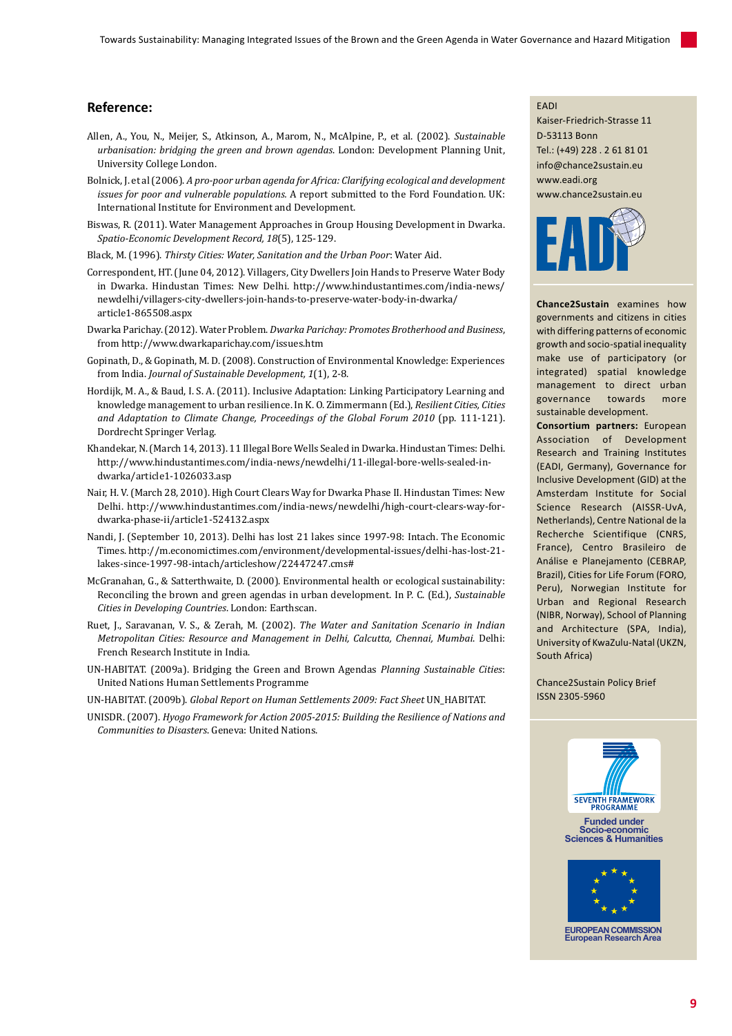## Reference:

Allen, A., You, N., Meijer, S., Atkinson, A., Marom, N., McAlpine, P., et al. (2002). *Sustainable urbanisation: bridging the green and brown agendas*. London: Development Planning Unit, University College London.

Bolnick, J. et al (2006). *A pro-poor urban agenda for Africa: Clarifying ecological and development issues for poor and vulnerable populations.* A report submitted to the Ford Foundation. UK: International Institute for Environment and Development.

Biswas, R. (2011). Water Management Approaches in Group Housing Development in Dwarka. *Spatio-Economic Development Record, 18*(5), 125-129.

Black, M. (1996). *Thirsty Cities: Water, Sanitation and the Urban Poor*: Water Aid.

Correspondent, HT. (June 04, 2012). Villagers, City Dwellers Join Hands to Preserve Water Body in Dwarka. Hindustan Times: New Delhi. http://www.hindustantimes.com/india-news/newdelhi/villagers-city-dwellers-join-hands-to-preserve-water-body-in-dwarka/article1-865508.aspx

Dwarka Parichay. (2012). Water Problem. *Dwarka Parichay: Promotes Brotherhood and Business*, from http://www.dwarkaparichay.com/issues.htm

Gopinath, D., & Gopinath, M. D. (2008). Construction of Environmental Knowledge: Experiences from India. *Journal of Sustainable Development, 1*(1), 2-8.

Hordijk, M. A., & Baud, I. S. A. (2011). Inclusive Adaptation: Linking Participatory Learning and knowledge management to urban resilience. In K. O. Zimmermann (Ed.), *Resilient Cities, Cities and Adaptation to Climate Change, Proceedings of the Global Forum 2010* (pp. 111-121). Dordrecht Springer Verlag.

Khandekar, N. (March 14, 2013). 11 Illegal Bore Wells Sealed in Dwarka. Hindustan Times: Delhi. http://www.hindustantimes.com/india-news/newdelhi/11-illegal-bore-wells-sealed-in-dwarka/article1-1026033.asp

Nair, H. V. (March 28, 2010). High Court Clears Way for Dwarka Phase II. Hindustan Times: New Delhi. http://www.hindustantimes.com/india-news/newdelhi/high-court-clears-way-for-dwarka-phase-ii/article1-524132.aspx

Nandi, J. (September 10, 2013). Delhi has lost 21 lakes since 1997-98: Intach. The Economic Times. http://m.economictimes.com/environment/developmental-issues/delhi-has-lost-21-lakes-since-1997-98-intach/articleshow/22447247.cms#

McGranahan, G., & Satterthwaite, D. (2000). Environmental health or ecological sustainability: Reconciling the brown and green agendas in urban development. In P. C. (Ed.), *Sustainable Cities in Developing Countries*. London: Earthscan.

Ruet, J., Saravanan, V. S., & Zerah, M. (2002). *The Water and Sanitation Scenario in Indian Metropolitan Cities: Resource and Management in Delhi, Calcutta, Chennai, Mumbai.* Delhi: French Research Institute in India.

UN-HABITAT. (2009a). Bridging the Green and Brown Agendas *Planning Sustainable Cities*: United Nations Human Settlements Programme

UN-HABITAT. (2009b). *Global Report on Human Settlements 2009: Fact Sheet* UN_HABITAT.

UNISDR. (2007). *Hyogo Framework for Action 2005-2015: Building the Resilience of Nations and Communities to Disasters*. Geneva: United Nations.

EADI
Kaiser-Friedrich-Strasse 11
D-53113 Bonn
Tel.: (+49) 228 . 2 61 81 01
info@chance2sustain.eu
www.eadi.org
www.chance2sustain.eu

**Chance2Sustain** examines how governments and citizens in cities with differing patterns of economic growth and socio-spatial inequality make use of participatory (or integrated) spatial knowledge management to direct urban governance towards more sustainable development.

**Consortium partners:** European Association of Development Research and Training Institutes (EADI, Germany), Governance for Inclusive Development (GID) at the Amsterdam Institute for Social Science Research (AISSR-UvA, Netherlands), Centre National de la Recherche Scientifique (CNRS, France), Centro Brasileiro de Análise e Planejamento (CEBRAP, Brazil), Cities for Life Forum (FORO, Peru), Norwegian Institute for Urban and Regional Research (NIBR, Norway), School of Planning and Architecture (SPA, India), University of KwaZulu-Natal (UKZN, South Africa)

Chance2Sustain Policy Brief
ISSN 2305-5960

SEVENTH FRAMEWORK PROGRAMME
Funded under Socio-economic Sciences & Humanities

EUROPEAN COMMISSION
European Research Area